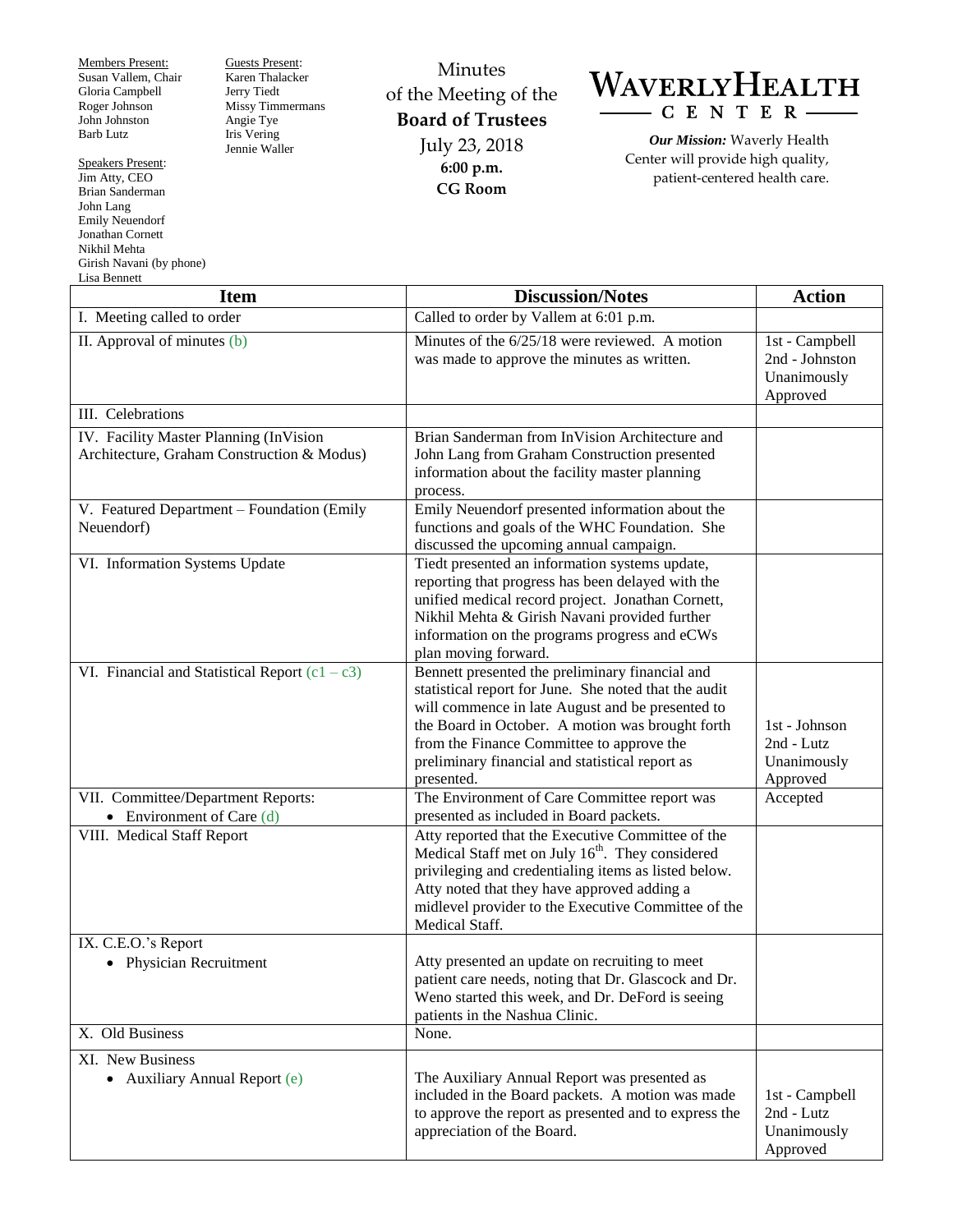Members Present:
Susan Vallem, Chair
Gloria Campbell
Roger Johnson
John Johnston
Barb Lutz

Guests Present:
Karen Thalacker
Jerry Tiedt
Missy Timmermans
Angie Tye
Iris Vering
Jennie Waller

Speakers Present:
Jim Atty, CEO
Brian Sanderman
John Lang
Emily Neuendorf
Jonathan Cornett
Nikhil Mehta
Girish Navani (by phone)
Lisa Bennett

# Minutes of the Meeting of the Board of Trustees

July 23, 2018
**6:00 p.m.**
**CG Room**

**WAVERLY HEALTH CENTER**

***Our Mission:*** Waverly Health Center will provide high quality, patient-centered health care.

| Item | Discussion/Notes | Action |
|---|---|---|
| I. Meeting called to order | Called to order by Vallem at 6:01 p.m. | |
| II. Approval of minutes (b) | Minutes of the 6/25/18 were reviewed. A motion was made to approve the minutes as written. | 1st - Campbell<br>2nd - Johnston<br>Unanimously Approved |
| III. Celebrations | | |
| IV. Facility Master Planning (InVision Architecture, Graham Construction & Modus) | Brian Sanderman from InVision Architecture and John Lang from Graham Construction presented information about the facility master planning process. | |
| V. Featured Department – Foundation (Emily Neuendorf) | Emily Neuendorf presented information about the functions and goals of the WHC Foundation. She discussed the upcoming annual campaign. | |
| VI. Information Systems Update | Tiedt presented an information systems update, reporting that progress has been delayed with the unified medical record project. Jonathan Cornett, Nikhil Mehta & Girish Navani provided further information on the programs progress and eCWs plan moving forward. | |
| VI. Financial and Statistical Report (c1 – c3) | Bennett presented the preliminary financial and statistical report for June. She noted that the audit will commence in late August and be presented to the Board in October. A motion was brought forth from the Finance Committee to approve the preliminary financial and statistical report as presented. | 1st - Johnson<br>2nd - Lutz<br>Unanimously Approved |
| VII. Committee/Department Reports:<br>• Environment of Care (d) | The Environment of Care Committee report was presented as included in Board packets. | Accepted |
| VIII. Medical Staff Report | Atty reported that the Executive Committee of the Medical Staff met on July 16th. They considered privileging and credentialing items as listed below. Atty noted that they have approved adding a midlevel provider to the Executive Committee of the Medical Staff. | |
| IX. C.E.O.'s Report<br>• Physician Recruitment | Atty presented an update on recruiting to meet patient care needs, noting that Dr. Glascock and Dr. Weno started this week, and Dr. DeFord is seeing patients in the Nashua Clinic. | |
| X. Old Business | None. | |
| XI. New Business<br>• Auxiliary Annual Report (e) | The Auxiliary Annual Report was presented as included in the Board packets. A motion was made to approve the report as presented and to express the appreciation of the Board. | 1st - Campbell<br>2nd - Lutz<br>Unanimously Approved |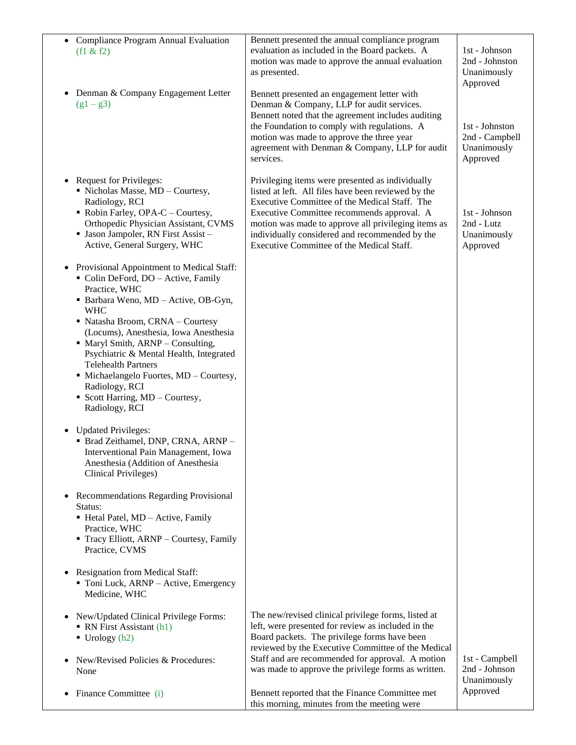| | | |
|---|---|---|
| • Compliance Program Annual Evaluation (f1 & f2) | Bennett presented the annual compliance program evaluation as included in the Board packets. A motion was made to approve the annual evaluation as presented. | 1st - Johnson<br>2nd - Johnston<br>Unanimously Approved |
| • Denman & Company Engagement Letter (g1 – g3) | Bennett presented an engagement letter with Denman & Company, LLP for audit services. Bennett noted that the agreement includes auditing the Foundation to comply with regulations. A motion was made to approve the three year agreement with Denman & Company, LLP for audit services. | 1st - Johnston<br>2nd - Campbell<br>Unanimously Approved |
| • Request for Privileges:<br>▪ Nicholas Masse, MD – Courtesy, Radiology, RCI<br>▪ Robin Farley, OPA-C – Courtesy, Orthopedic Physician Assistant, CVMS<br>▪ Jason Jampoler, RN First Assist – Active, General Surgery, WHC<br><br>• Provisional Appointment to Medical Staff:<br>▪ Colin DeFord, DO – Active, Family Practice, WHC<br>▪ Barbara Weno, MD – Active, OB-Gyn, WHC<br>▪ Natasha Broom, CRNA – Courtesy (Locums), Anesthesia, Iowa Anesthesia<br>▪ Maryl Smith, ARNP – Consulting, Psychiatric & Mental Health, Integrated Telehealth Partners<br>▪ Michaelangelo Fuortes, MD – Courtesy, Radiology, RCI<br>▪ Scott Harring, MD – Courtesy, Radiology, RCI<br><br>• Updated Privileges:<br>▪ Brad Zeithamel, DNP, CRNA, ARNP – Interventional Pain Management, Iowa Anesthesia (Addition of Anesthesia Clinical Privileges)<br><br>• Recommendations Regarding Provisional Status:<br>▪ Hetal Patel, MD – Active, Family Practice, WHC<br>▪ Tracy Elliott, ARNP – Courtesy, Family Practice, CVMS<br><br>• Resignation from Medical Staff:<br>▪ Toni Luck, ARNP – Active, Emergency Medicine, WHC | Privileging items were presented as individually listed at left. All files have been reviewed by the Executive Committee of the Medical Staff. The Executive Committee recommends approval. A motion was made to approve all privileging items as individually considered and recommended by the Executive Committee of the Medical Staff. | 1st - Johnson<br>2nd - Lutz<br>Unanimously Approved |
| • New/Updated Clinical Privilege Forms:<br>▪ RN First Assistant (h1)<br>▪ Urology (h2)<br><br>• New/Revised Policies & Procedures: None | The new/revised clinical privilege forms, listed at left, were presented for review as included in the Board packets. The privilege forms have been reviewed by the Executive Committee of the Medical Staff and are recommended for approval. A motion was made to approve the privilege forms as written. | 1st - Campbell<br>2nd - Johnson<br>Unanimously Approved |
| • Finance Committee (i) | Bennett reported that the Finance Committee met this morning, minutes from the meeting were | |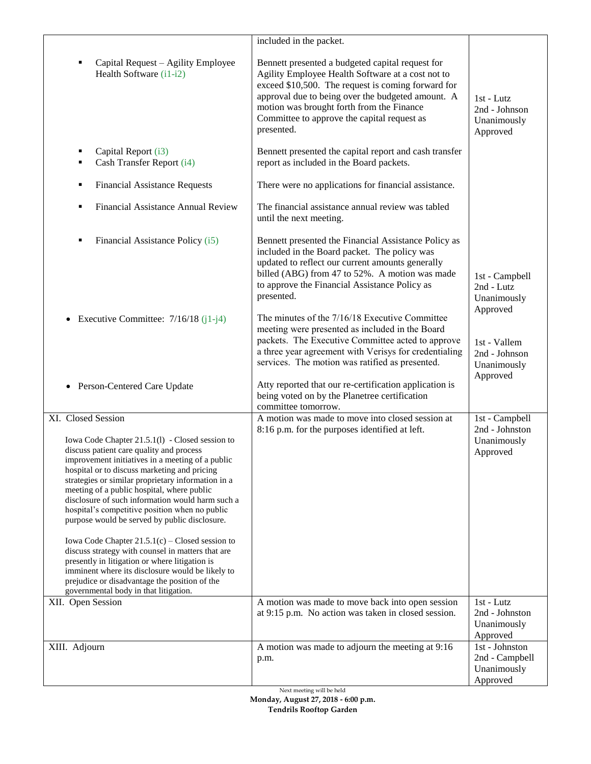| | | |
|---|---|---|
| | included in the packet. | |
| ▪ Capital Request – Agility Employee Health Software (i1-i2) | Bennett presented a budgeted capital request for Agility Employee Health Software at a cost not to exceed $10,500. The request is coming forward for approval due to being over the budgeted amount. A motion was brought forth from the Finance Committee to approve the capital request as presented. | 1st - Lutz<br>2nd - Johnson<br>Unanimously Approved |
| ▪ Capital Report (i3)<br>▪ Cash Transfer Report (i4) | Bennett presented the capital report and cash transfer report as included in the Board packets. | |
| ▪ Financial Assistance Requests | There were no applications for financial assistance. | |
| ▪ Financial Assistance Annual Review | The financial assistance annual review was tabled until the next meeting. | |
| ▪ Financial Assistance Policy (i5) | Bennett presented the Financial Assistance Policy as included in the Board packet. The policy was updated to reflect our current amounts generally billed (ABG) from 47 to 52%. A motion was made to approve the Financial Assistance Policy as presented. | 1st - Campbell<br>2nd - Lutz<br>Unanimously Approved |
| • Executive Committee: 7/16/18 (j1-j4) | The minutes of the 7/16/18 Executive Committee meeting were presented as included in the Board packets. The Executive Committee acted to approve a three year agreement with Verisys for credentialing services. The motion was ratified as presented. | 1st - Vallem<br>2nd - Johnson<br>Unanimously Approved |
| • Person-Centered Care Update | Atty reported that our re-certification application is being voted on by the Planetree certification committee tomorrow. | |
| XI. Closed Session<br><br>Iowa Code Chapter 21.5.1(l) - Closed session to discuss patient care quality and process improvement initiatives in a meeting of a public hospital or to discuss marketing and pricing strategies or similar proprietary information in a meeting of a public hospital, where public disclosure of such information would harm such a hospital's competitive position when no public purpose would be served by public disclosure.<br><br>Iowa Code Chapter 21.5.1(c) – Closed session to discuss strategy with counsel in matters that are presently in litigation or where litigation is imminent where its disclosure would be likely to prejudice or disadvantage the position of the governmental body in that litigation. | A motion was made to move into closed session at 8:16 p.m. for the purposes identified at left. | 1st - Campbell<br>2nd - Johnston<br>Unanimously Approved |
| XII. Open Session | A motion was made to move back into open session at 9:15 p.m. No action was taken in closed session. | 1st - Lutz<br>2nd - Johnston<br>Unanimously Approved |
| XIII. Adjourn | A motion was made to adjourn the meeting at 9:16 p.m. | 1st - Johnston<br>2nd - Campbell<br>Unanimously Approved |

Next meeting will be held
**Monday, August 27, 2018 - 6:00 p.m.**
**Tendrils Rooftop Garden**